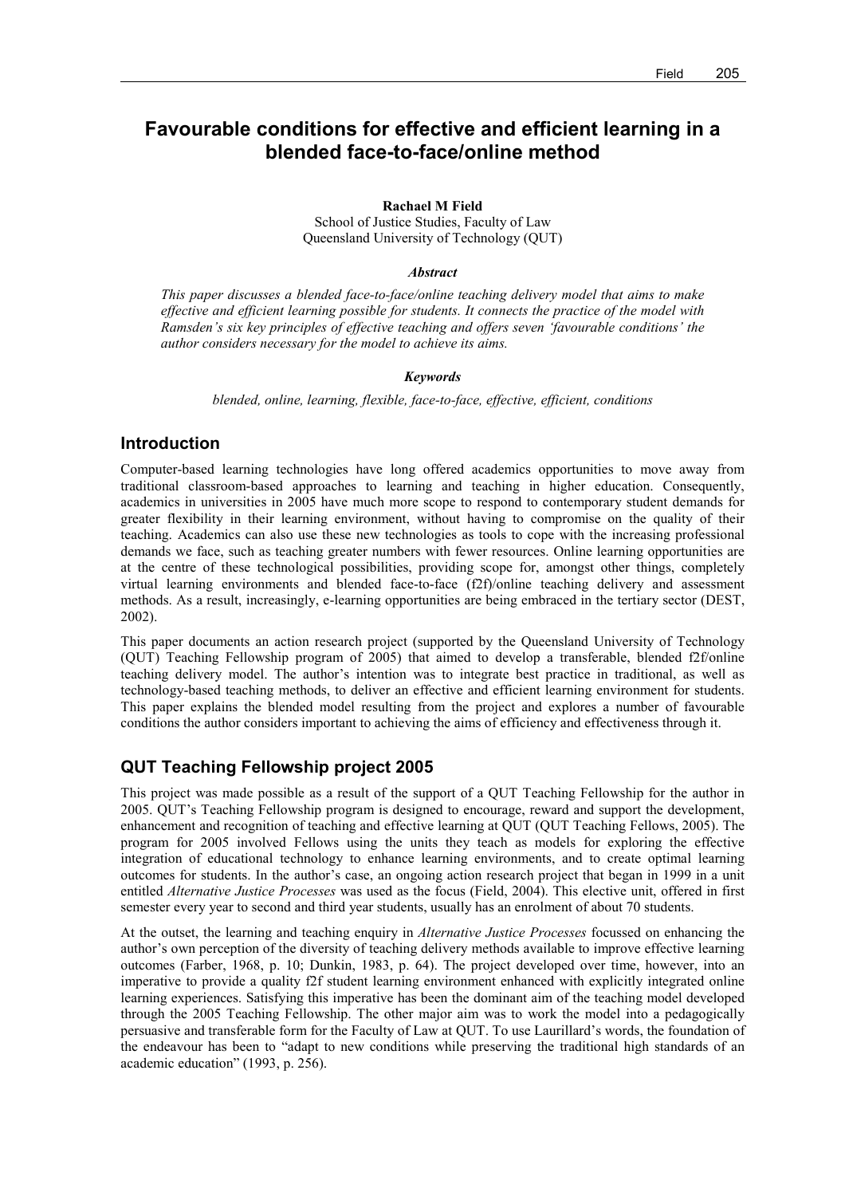# Favourable conditions for effective and efficient learning in a blended face-to-face/online method

**Rachael M Field**
School of Justice Studies, Faculty of Law
Queensland University of Technology (QUT)

***Abstract***

*This paper discusses a blended face-to-face/online teaching delivery model that aims to make effective and efficient learning possible for students. It connects the practice of the model with Ramsden's six key principles of effective teaching and offers seven 'favourable conditions' the author considers necessary for the model to achieve its aims.*

***Keywords***

*blended, online, learning, flexible, face-to-face, effective, efficient, conditions*

## Introduction

Computer-based learning technologies have long offered academics opportunities to move away from traditional classroom-based approaches to learning and teaching in higher education. Consequently, academics in universities in 2005 have much more scope to respond to contemporary student demands for greater flexibility in their learning environment, without having to compromise on the quality of their teaching. Academics can also use these new technologies as tools to cope with the increasing professional demands we face, such as teaching greater numbers with fewer resources. Online learning opportunities are at the centre of these technological possibilities, providing scope for, amongst other things, completely virtual learning environments and blended face-to-face (f2f)/online teaching delivery and assessment methods. As a result, increasingly, e-learning opportunities are being embraced in the tertiary sector (DEST, 2002).

This paper documents an action research project (supported by the Queensland University of Technology (QUT) Teaching Fellowship program of 2005) that aimed to develop a transferable, blended f2f/online teaching delivery model. The author's intention was to integrate best practice in traditional, as well as technology-based teaching methods, to deliver an effective and efficient learning environment for students. This paper explains the blended model resulting from the project and explores a number of favourable conditions the author considers important to achieving the aims of efficiency and effectiveness through it.

## QUT Teaching Fellowship project 2005

This project was made possible as a result of the support of a QUT Teaching Fellowship for the author in 2005. QUT's Teaching Fellowship program is designed to encourage, reward and support the development, enhancement and recognition of teaching and effective learning at QUT (QUT Teaching Fellows, 2005). The program for 2005 involved Fellows using the units they teach as models for exploring the effective integration of educational technology to enhance learning environments, and to create optimal learning outcomes for students. In the author's case, an ongoing action research project that began in 1999 in a unit entitled *Alternative Justice Processes* was used as the focus (Field, 2004). This elective unit, offered in first semester every year to second and third year students, usually has an enrolment of about 70 students.

At the outset, the learning and teaching enquiry in *Alternative Justice Processes* focussed on enhancing the author's own perception of the diversity of teaching delivery methods available to improve effective learning outcomes (Farber, 1968, p. 10; Dunkin, 1983, p. 64). The project developed over time, however, into an imperative to provide a quality f2f student learning environment enhanced with explicitly integrated online learning experiences. Satisfying this imperative has been the dominant aim of the teaching model developed through the 2005 Teaching Fellowship. The other major aim was to work the model into a pedagogically persuasive and transferable form for the Faculty of Law at QUT. To use Laurillard's words, the foundation of the endeavour has been to "adapt to new conditions while preserving the traditional high standards of an academic education" (1993, p. 256).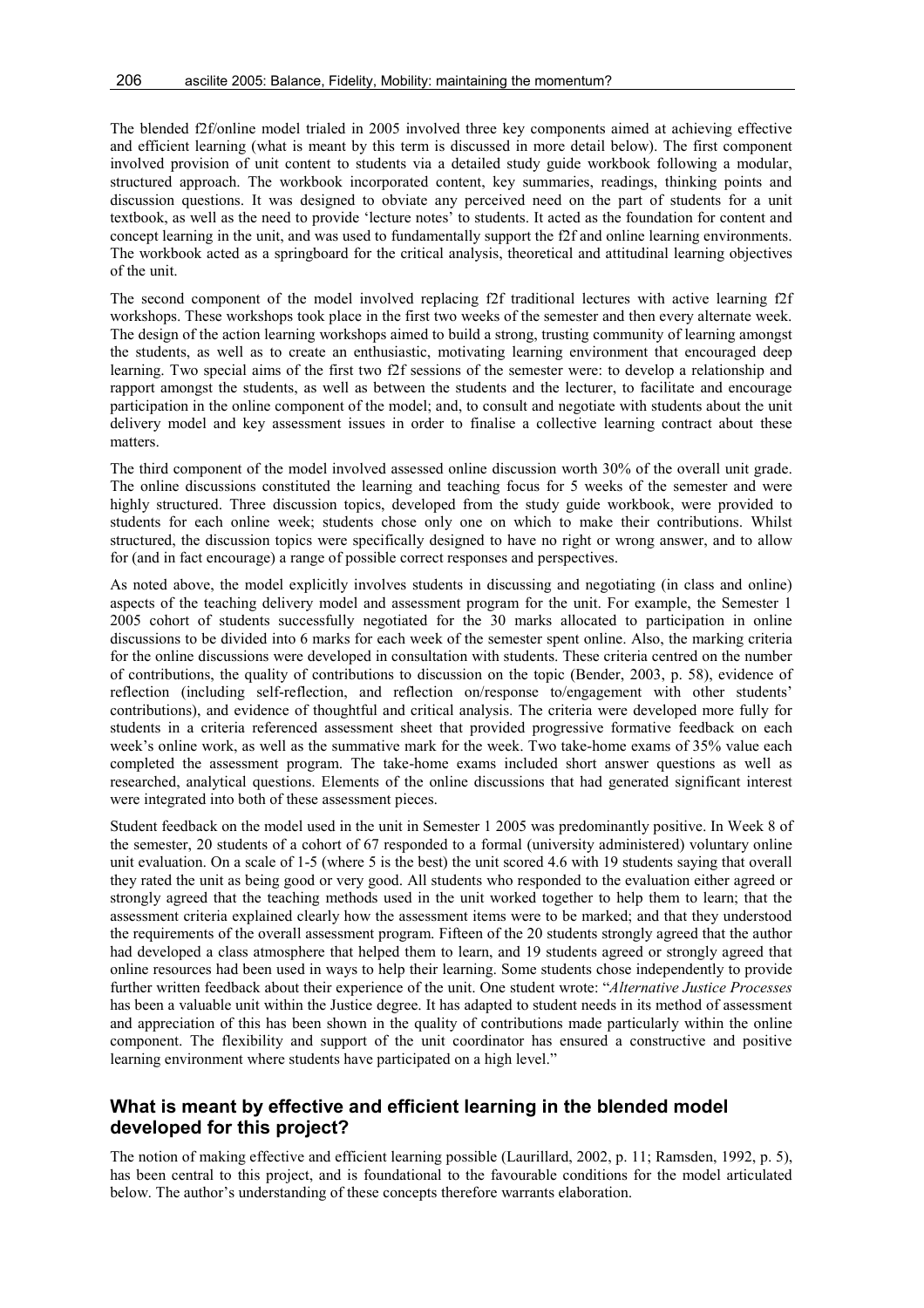The blended f2f/online model trialed in 2005 involved three key components aimed at achieving effective and efficient learning (what is meant by this term is discussed in more detail below). The first component involved provision of unit content to students via a detailed study guide workbook following a modular, structured approach. The workbook incorporated content, key summaries, readings, thinking points and discussion questions. It was designed to obviate any perceived need on the part of students for a unit textbook, as well as the need to provide 'lecture notes' to students. It acted as the foundation for content and concept learning in the unit, and was used to fundamentally support the f2f and online learning environments. The workbook acted as a springboard for the critical analysis, theoretical and attitudinal learning objectives of the unit.

The second component of the model involved replacing f2f traditional lectures with active learning f2f workshops. These workshops took place in the first two weeks of the semester and then every alternate week. The design of the action learning workshops aimed to build a strong, trusting community of learning amongst the students, as well as to create an enthusiastic, motivating learning environment that encouraged deep learning. Two special aims of the first two f2f sessions of the semester were: to develop a relationship and rapport amongst the students, as well as between the students and the lecturer, to facilitate and encourage participation in the online component of the model; and, to consult and negotiate with students about the unit delivery model and key assessment issues in order to finalise a collective learning contract about these matters.

The third component of the model involved assessed online discussion worth 30% of the overall unit grade. The online discussions constituted the learning and teaching focus for 5 weeks of the semester and were highly structured. Three discussion topics, developed from the study guide workbook, were provided to students for each online week; students chose only one on which to make their contributions. Whilst structured, the discussion topics were specifically designed to have no right or wrong answer, and to allow for (and in fact encourage) a range of possible correct responses and perspectives.

As noted above, the model explicitly involves students in discussing and negotiating (in class and online) aspects of the teaching delivery model and assessment program for the unit. For example, the Semester 1 2005 cohort of students successfully negotiated for the 30 marks allocated to participation in online discussions to be divided into 6 marks for each week of the semester spent online. Also, the marking criteria for the online discussions were developed in consultation with students. These criteria centred on the number of contributions, the quality of contributions to discussion on the topic (Bender, 2003, p. 58), evidence of reflection (including self-reflection, and reflection on/response to/engagement with other students' contributions), and evidence of thoughtful and critical analysis. The criteria were developed more fully for students in a criteria referenced assessment sheet that provided progressive formative feedback on each week's online work, as well as the summative mark for the week. Two take-home exams of 35% value each completed the assessment program. The take-home exams included short answer questions as well as researched, analytical questions. Elements of the online discussions that had generated significant interest were integrated into both of these assessment pieces.

Student feedback on the model used in the unit in Semester 1 2005 was predominantly positive. In Week 8 of the semester, 20 students of a cohort of 67 responded to a formal (university administered) voluntary online unit evaluation. On a scale of 1-5 (where 5 is the best) the unit scored 4.6 with 19 students saying that overall they rated the unit as being good or very good. All students who responded to the evaluation either agreed or strongly agreed that the teaching methods used in the unit worked together to help them to learn; that the assessment criteria explained clearly how the assessment items were to be marked; and that they understood the requirements of the overall assessment program. Fifteen of the 20 students strongly agreed that the author had developed a class atmosphere that helped them to learn, and 19 students agreed or strongly agreed that online resources had been used in ways to help their learning. Some students chose independently to provide further written feedback about their experience of the unit. One student wrote: "*Alternative Justice Processes* has been a valuable unit within the Justice degree. It has adapted to student needs in its method of assessment and appreciation of this has been shown in the quality of contributions made particularly within the online component. The flexibility and support of the unit coordinator has ensured a constructive and positive learning environment where students have participated on a high level."

## What is meant by effective and efficient learning in the blended model developed for this project?

The notion of making effective and efficient learning possible (Laurillard, 2002, p. 11; Ramsden, 1992, p. 5), has been central to this project, and is foundational to the favourable conditions for the model articulated below. The author's understanding of these concepts therefore warrants elaboration.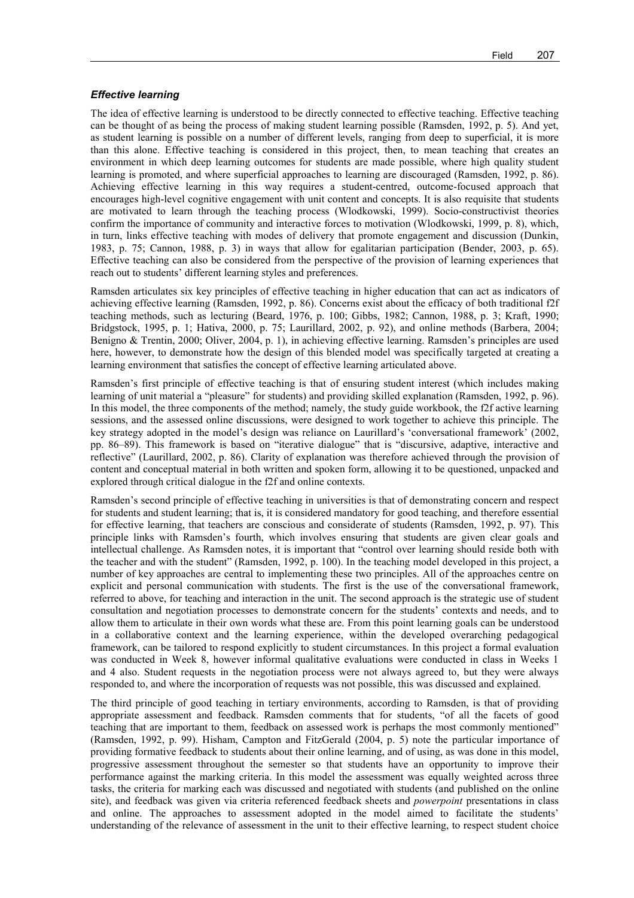### *Effective learning*

The idea of effective learning is understood to be directly connected to effective teaching. Effective teaching can be thought of as being the process of making student learning possible (Ramsden, 1992, p. 5). And yet, as student learning is possible on a number of different levels, ranging from deep to superficial, it is more than this alone. Effective teaching is considered in this project, then, to mean teaching that creates an environment in which deep learning outcomes for students are made possible, where high quality student learning is promoted, and where superficial approaches to learning are discouraged (Ramsden, 1992, p. 86). Achieving effective learning in this way requires a student-centred, outcome-focused approach that encourages high-level cognitive engagement with unit content and concepts. It is also requisite that students are motivated to learn through the teaching process (Wlodkowski, 1999). Socio-constructivist theories confirm the importance of community and interactive forces to motivation (Wlodkowski, 1999, p. 8), which, in turn, links effective teaching with modes of delivery that promote engagement and discussion (Dunkin, 1983, p. 75; Cannon, 1988, p. 3) in ways that allow for egalitarian participation (Bender, 2003, p. 65). Effective teaching can also be considered from the perspective of the provision of learning experiences that reach out to students' different learning styles and preferences.

Ramsden articulates six key principles of effective teaching in higher education that can act as indicators of achieving effective learning (Ramsden, 1992, p. 86). Concerns exist about the efficacy of both traditional f2f teaching methods, such as lecturing (Beard, 1976, p. 100; Gibbs, 1982; Cannon, 1988, p. 3; Kraft, 1990; Bridgstock, 1995, p. 1; Hativa, 2000, p. 75; Laurillard, 2002, p. 92), and online methods (Barbera, 2004; Benigno & Trentin, 2000; Oliver, 2004, p. 1), in achieving effective learning. Ramsden's principles are used here, however, to demonstrate how the design of this blended model was specifically targeted at creating a learning environment that satisfies the concept of effective learning articulated above.

Ramsden's first principle of effective teaching is that of ensuring student interest (which includes making learning of unit material a "pleasure" for students) and providing skilled explanation (Ramsden, 1992, p. 96). In this model, the three components of the method; namely, the study guide workbook, the f2f active learning sessions, and the assessed online discussions, were designed to work together to achieve this principle. The key strategy adopted in the model's design was reliance on Laurillard's 'conversational framework' (2002, pp. 86–89). This framework is based on "iterative dialogue" that is "discursive, adaptive, interactive and reflective" (Laurillard, 2002, p. 86). Clarity of explanation was therefore achieved through the provision of content and conceptual material in both written and spoken form, allowing it to be questioned, unpacked and explored through critical dialogue in the f2f and online contexts.

Ramsden's second principle of effective teaching in universities is that of demonstrating concern and respect for students and student learning; that is, it is considered mandatory for good teaching, and therefore essential for effective learning, that teachers are conscious and considerate of students (Ramsden, 1992, p. 97). This principle links with Ramsden's fourth, which involves ensuring that students are given clear goals and intellectual challenge. As Ramsden notes, it is important that "control over learning should reside both with the teacher and with the student" (Ramsden, 1992, p. 100). In the teaching model developed in this project, a number of key approaches are central to implementing these two principles. All of the approaches centre on explicit and personal communication with students. The first is the use of the conversational framework, referred to above, for teaching and interaction in the unit. The second approach is the strategic use of student consultation and negotiation processes to demonstrate concern for the students' contexts and needs, and to allow them to articulate in their own words what these are. From this point learning goals can be understood in a collaborative context and the learning experience, within the developed overarching pedagogical framework, can be tailored to respond explicitly to student circumstances. In this project a formal evaluation was conducted in Week 8, however informal qualitative evaluations were conducted in class in Weeks 1 and 4 also. Student requests in the negotiation process were not always agreed to, but they were always responded to, and where the incorporation of requests was not possible, this was discussed and explained.

The third principle of good teaching in tertiary environments, according to Ramsden, is that of providing appropriate assessment and feedback. Ramsden comments that for students, "of all the facets of good teaching that are important to them, feedback on assessed work is perhaps the most commonly mentioned" (Ramsden, 1992, p. 99). Hisham, Campton and FitzGerald (2004, p. 5) note the particular importance of providing formative feedback to students about their online learning, and of using, as was done in this model, progressive assessment throughout the semester so that students have an opportunity to improve their performance against the marking criteria. In this model the assessment was equally weighted across three tasks, the criteria for marking each was discussed and negotiated with students (and published on the online site), and feedback was given via criteria referenced feedback sheets and *powerpoint* presentations in class and online. The approaches to assessment adopted in the model aimed to facilitate the students' understanding of the relevance of assessment in the unit to their effective learning, to respect student choice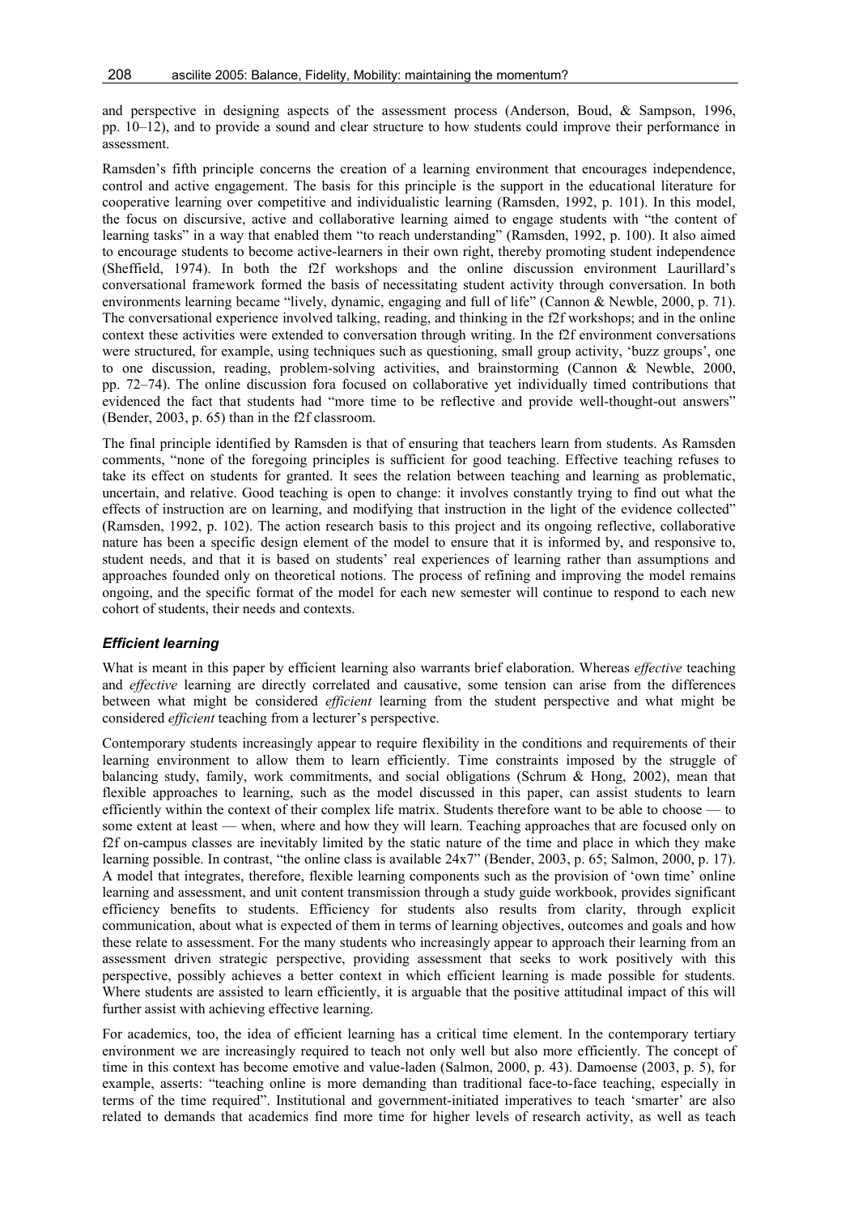and perspective in designing aspects of the assessment process (Anderson, Boud, & Sampson, 1996, pp. 10–12), and to provide a sound and clear structure to how students could improve their performance in assessment.

Ramsden's fifth principle concerns the creation of a learning environment that encourages independence, control and active engagement. The basis for this principle is the support in the educational literature for cooperative learning over competitive and individualistic learning (Ramsden, 1992, p. 101). In this model, the focus on discursive, active and collaborative learning aimed to engage students with "the content of learning tasks" in a way that enabled them "to reach understanding" (Ramsden, 1992, p. 100). It also aimed to encourage students to become active-learners in their own right, thereby promoting student independence (Sheffield, 1974). In both the f2f workshops and the online discussion environment Laurillard's conversational framework formed the basis of necessitating student activity through conversation. In both environments learning became "lively, dynamic, engaging and full of life" (Cannon & Newble, 2000, p. 71). The conversational experience involved talking, reading, and thinking in the f2f workshops; and in the online context these activities were extended to conversation through writing. In the f2f environment conversations were structured, for example, using techniques such as questioning, small group activity, 'buzz groups', one to one discussion, reading, problem-solving activities, and brainstorming (Cannon & Newble, 2000, pp. 72–74). The online discussion fora focused on collaborative yet individually timed contributions that evidenced the fact that students had "more time to be reflective and provide well-thought-out answers" (Bender, 2003, p. 65) than in the f2f classroom.

The final principle identified by Ramsden is that of ensuring that teachers learn from students. As Ramsden comments, "none of the foregoing principles is sufficient for good teaching. Effective teaching refuses to take its effect on students for granted. It sees the relation between teaching and learning as problematic, uncertain, and relative. Good teaching is open to change: it involves constantly trying to find out what the effects of instruction are on learning, and modifying that instruction in the light of the evidence collected" (Ramsden, 1992, p. 102). The action research basis to this project and its ongoing reflective, collaborative nature has been a specific design element of the model to ensure that it is informed by, and responsive to, student needs, and that it is based on students' real experiences of learning rather than assumptions and approaches founded only on theoretical notions. The process of refining and improving the model remains ongoing, and the specific format of the model for each new semester will continue to respond to each new cohort of students, their needs and contexts.

### *Efficient learning*

What is meant in this paper by efficient learning also warrants brief elaboration. Whereas *effective* teaching and *effective* learning are directly correlated and causative, some tension can arise from the differences between what might be considered *efficient* learning from the student perspective and what might be considered *efficient* teaching from a lecturer's perspective.

Contemporary students increasingly appear to require flexibility in the conditions and requirements of their learning environment to allow them to learn efficiently. Time constraints imposed by the struggle of balancing study, family, work commitments, and social obligations (Schrum & Hong, 2002), mean that flexible approaches to learning, such as the model discussed in this paper, can assist students to learn efficiently within the context of their complex life matrix. Students therefore want to be able to choose — to some extent at least — when, where and how they will learn. Teaching approaches that are focused only on f2f on-campus classes are inevitably limited by the static nature of the time and place in which they make learning possible. In contrast, "the online class is available 24x7" (Bender, 2003, p. 65; Salmon, 2000, p. 17). A model that integrates, therefore, flexible learning components such as the provision of 'own time' online learning and assessment, and unit content transmission through a study guide workbook, provides significant efficiency benefits to students. Efficiency for students also results from clarity, through explicit communication, about what is expected of them in terms of learning objectives, outcomes and goals and how these relate to assessment. For the many students who increasingly appear to approach their learning from an assessment driven strategic perspective, providing assessment that seeks to work positively with this perspective, possibly achieves a better context in which efficient learning is made possible for students. Where students are assisted to learn efficiently, it is arguable that the positive attitudinal impact of this will further assist with achieving effective learning.

For academics, too, the idea of efficient learning has a critical time element. In the contemporary tertiary environment we are increasingly required to teach not only well but also more efficiently. The concept of time in this context has become emotive and value-laden (Salmon, 2000, p. 43). Damoense (2003, p. 5), for example, asserts: "teaching online is more demanding than traditional face-to-face teaching, especially in terms of the time required". Institutional and government-initiated imperatives to teach 'smarter' are also related to demands that academics find more time for higher levels of research activity, as well as teach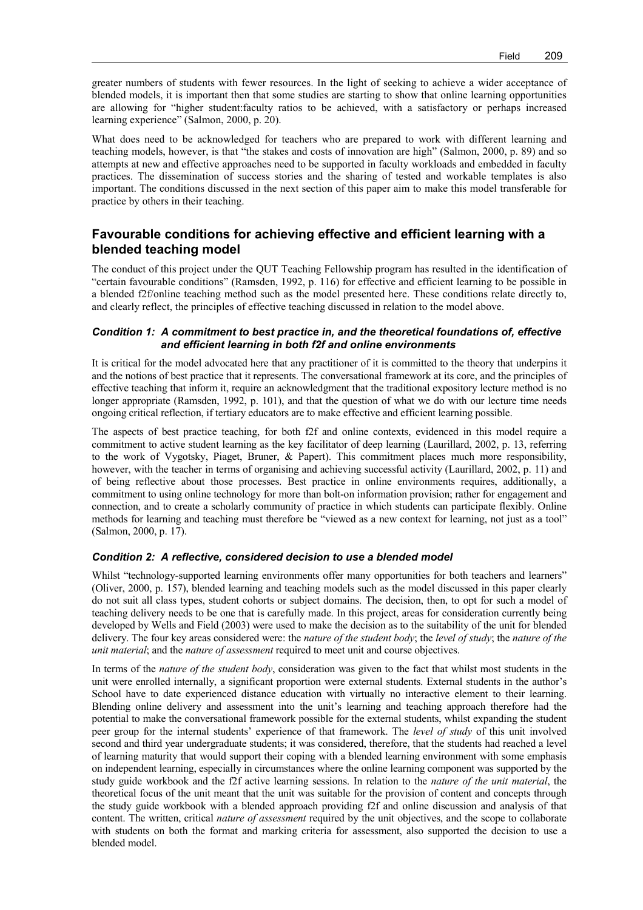greater numbers of students with fewer resources. In the light of seeking to achieve a wider acceptance of blended models, it is important then that some studies are starting to show that online learning opportunities are allowing for "higher student:faculty ratios to be achieved, with a satisfactory or perhaps increased learning experience" (Salmon, 2000, p. 20).

What does need to be acknowledged for teachers who are prepared to work with different learning and teaching models, however, is that "the stakes and costs of innovation are high" (Salmon, 2000, p. 89) and so attempts at new and effective approaches need to be supported in faculty workloads and embedded in faculty practices. The dissemination of success stories and the sharing of tested and workable templates is also important. The conditions discussed in the next section of this paper aim to make this model transferable for practice by others in their teaching.

## Favourable conditions for achieving effective and efficient learning with a blended teaching model

The conduct of this project under the QUT Teaching Fellowship program has resulted in the identification of "certain favourable conditions" (Ramsden, 1992, p. 116) for effective and efficient learning to be possible in a blended f2f/online teaching method such as the model presented here. These conditions relate directly to, and clearly reflect, the principles of effective teaching discussed in relation to the model above.

### *Condition 1: A commitment to best practice in, and the theoretical foundations of, effective and efficient learning in both f2f and online environments*

It is critical for the model advocated here that any practitioner of it is committed to the theory that underpins it and the notions of best practice that it represents. The conversational framework at its core, and the principles of effective teaching that inform it, require an acknowledgment that the traditional expository lecture method is no longer appropriate (Ramsden, 1992, p. 101), and that the question of what we do with our lecture time needs ongoing critical reflection, if tertiary educators are to make effective and efficient learning possible.

The aspects of best practice teaching, for both f2f and online contexts, evidenced in this model require a commitment to active student learning as the key facilitator of deep learning (Laurillard, 2002, p. 13, referring to the work of Vygotsky, Piaget, Bruner, & Papert). This commitment places much more responsibility, however, with the teacher in terms of organising and achieving successful activity (Laurillard, 2002, p. 11) and of being reflective about those processes. Best practice in online environments requires, additionally, a commitment to using online technology for more than bolt-on information provision; rather for engagement and connection, and to create a scholarly community of practice in which students can participate flexibly. Online methods for learning and teaching must therefore be "viewed as a new context for learning, not just as a tool" (Salmon, 2000, p. 17).

### *Condition 2: A reflective, considered decision to use a blended model*

Whilst "technology-supported learning environments offer many opportunities for both teachers and learners" (Oliver, 2000, p. 157), blended learning and teaching models such as the model discussed in this paper clearly do not suit all class types, student cohorts or subject domains. The decision, then, to opt for such a model of teaching delivery needs to be one that is carefully made. In this project, areas for consideration currently being developed by Wells and Field (2003) were used to make the decision as to the suitability of the unit for blended delivery. The four key areas considered were: the *nature of the student body*; the *level of study*; the *nature of the unit material*; and the *nature of assessment* required to meet unit and course objectives.

In terms of the *nature of the student body*, consideration was given to the fact that whilst most students in the unit were enrolled internally, a significant proportion were external students. External students in the author's School have to date experienced distance education with virtually no interactive element to their learning. Blending online delivery and assessment into the unit's learning and teaching approach therefore had the potential to make the conversational framework possible for the external students, whilst expanding the student peer group for the internal students' experience of that framework. The *level of study* of this unit involved second and third year undergraduate students; it was considered, therefore, that the students had reached a level of learning maturity that would support their coping with a blended learning environment with some emphasis on independent learning, especially in circumstances where the online learning component was supported by the study guide workbook and the f2f active learning sessions. In relation to the *nature of the unit material*, the theoretical focus of the unit meant that the unit was suitable for the provision of content and concepts through the study guide workbook with a blended approach providing f2f and online discussion and analysis of that content. The written, critical *nature of assessment* required by the unit objectives, and the scope to collaborate with students on both the format and marking criteria for assessment, also supported the decision to use a blended model.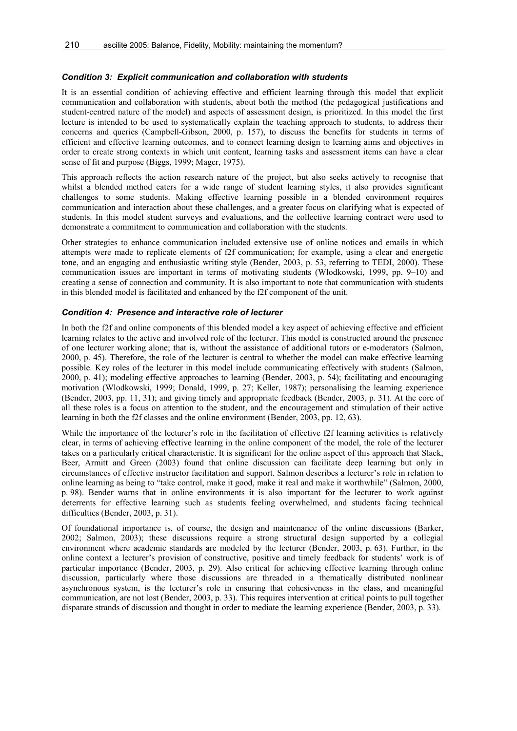### *Condition 3: Explicit communication and collaboration with students*

It is an essential condition of achieving effective and efficient learning through this model that explicit communication and collaboration with students, about both the method (the pedagogical justifications and student-centred nature of the model) and aspects of assessment design, is prioritized. In this model the first lecture is intended to be used to systematically explain the teaching approach to students, to address their concerns and queries (Campbell-Gibson, 2000, p. 157), to discuss the benefits for students in terms of efficient and effective learning outcomes, and to connect learning design to learning aims and objectives in order to create strong contexts in which unit content, learning tasks and assessment items can have a clear sense of fit and purpose (Biggs, 1999; Mager, 1975).

This approach reflects the action research nature of the project, but also seeks actively to recognise that whilst a blended method caters for a wide range of student learning styles, it also provides significant challenges to some students. Making effective learning possible in a blended environment requires communication and interaction about these challenges, and a greater focus on clarifying what is expected of students. In this model student surveys and evaluations, and the collective learning contract were used to demonstrate a commitment to communication and collaboration with the students.

Other strategies to enhance communication included extensive use of online notices and emails in which attempts were made to replicate elements of f2f communication; for example, using a clear and energetic tone, and an engaging and enthusiastic writing style (Bender, 2003, p. 53, referring to TEDI, 2000). These communication issues are important in terms of motivating students (Wlodkowski, 1999, pp. 9–10) and creating a sense of connection and community. It is also important to note that communication with students in this blended model is facilitated and enhanced by the f2f component of the unit.

### *Condition 4: Presence and interactive role of lecturer*

In both the f2f and online components of this blended model a key aspect of achieving effective and efficient learning relates to the active and involved role of the lecturer. This model is constructed around the presence of one lecturer working alone; that is, without the assistance of additional tutors or e-moderators (Salmon, 2000, p. 45). Therefore, the role of the lecturer is central to whether the model can make effective learning possible. Key roles of the lecturer in this model include communicating effectively with students (Salmon, 2000, p. 41); modeling effective approaches to learning (Bender, 2003, p. 54); facilitating and encouraging motivation (Wlodkowski, 1999; Donald, 1999, p. 27; Keller, 1987); personalising the learning experience (Bender, 2003, pp. 11, 31); and giving timely and appropriate feedback (Bender, 2003, p. 31). At the core of all these roles is a focus on attention to the student, and the encouragement and stimulation of their active learning in both the f2f classes and the online environment (Bender, 2003, pp. 12, 63).

While the importance of the lecturer's role in the facilitation of effective f2f learning activities is relatively clear, in terms of achieving effective learning in the online component of the model, the role of the lecturer takes on a particularly critical characteristic. It is significant for the online aspect of this approach that Slack, Beer, Armitt and Green (2003) found that online discussion can facilitate deep learning but only in circumstances of effective instructor facilitation and support. Salmon describes a lecturer's role in relation to online learning as being to "take control, make it good, make it real and make it worthwhile" (Salmon, 2000, p. 98). Bender warns that in online environments it is also important for the lecturer to work against deterrents for effective learning such as students feeling overwhelmed, and students facing technical difficulties (Bender, 2003, p. 31).

Of foundational importance is, of course, the design and maintenance of the online discussions (Barker, 2002; Salmon, 2003); these discussions require a strong structural design supported by a collegial environment where academic standards are modeled by the lecturer (Bender, 2003, p. 63). Further, in the online context a lecturer's provision of constructive, positive and timely feedback for students' work is of particular importance (Bender, 2003, p. 29). Also critical for achieving effective learning through online discussion, particularly where those discussions are threaded in a thematically distributed nonlinear asynchronous system, is the lecturer's role in ensuring that cohesiveness in the class, and meaningful communication, are not lost (Bender, 2003, p. 33). This requires intervention at critical points to pull together disparate strands of discussion and thought in order to mediate the learning experience (Bender, 2003, p. 33).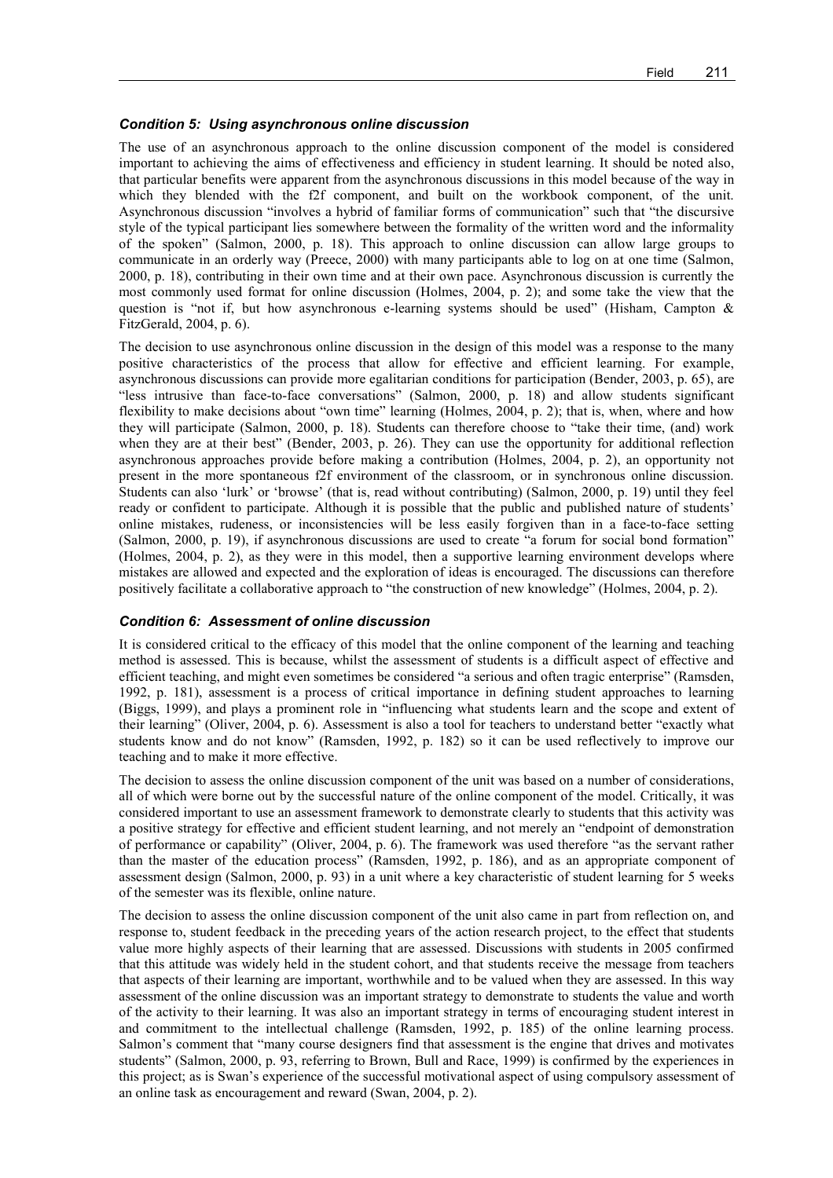### *Condition 5: Using asynchronous online discussion*

The use of an asynchronous approach to the online discussion component of the model is considered important to achieving the aims of effectiveness and efficiency in student learning. It should be noted also, that particular benefits were apparent from the asynchronous discussions in this model because of the way in which they blended with the f2f component, and built on the workbook component, of the unit. Asynchronous discussion "involves a hybrid of familiar forms of communication" such that "the discursive style of the typical participant lies somewhere between the formality of the written word and the informality of the spoken" (Salmon, 2000, p. 18). This approach to online discussion can allow large groups to communicate in an orderly way (Preece, 2000) with many participants able to log on at one time (Salmon, 2000, p. 18), contributing in their own time and at their own pace. Asynchronous discussion is currently the most commonly used format for online discussion (Holmes, 2004, p. 2); and some take the view that the question is "not if, but how asynchronous e-learning systems should be used" (Hisham, Campton & FitzGerald, 2004, p. 6).

The decision to use asynchronous online discussion in the design of this model was a response to the many positive characteristics of the process that allow for effective and efficient learning. For example, asynchronous discussions can provide more egalitarian conditions for participation (Bender, 2003, p. 65), are "less intrusive than face-to-face conversations" (Salmon, 2000, p. 18) and allow students significant flexibility to make decisions about "own time" learning (Holmes, 2004, p. 2); that is, when, where and how they will participate (Salmon, 2000, p. 18). Students can therefore choose to "take their time, (and) work when they are at their best" (Bender, 2003, p. 26). They can use the opportunity for additional reflection asynchronous approaches provide before making a contribution (Holmes, 2004, p. 2), an opportunity not present in the more spontaneous f2f environment of the classroom, or in synchronous online discussion. Students can also 'lurk' or 'browse' (that is, read without contributing) (Salmon, 2000, p. 19) until they feel ready or confident to participate. Although it is possible that the public and published nature of students' online mistakes, rudeness, or inconsistencies will be less easily forgiven than in a face-to-face setting (Salmon, 2000, p. 19), if asynchronous discussions are used to create "a forum for social bond formation" (Holmes, 2004, p. 2), as they were in this model, then a supportive learning environment develops where mistakes are allowed and expected and the exploration of ideas is encouraged. The discussions can therefore positively facilitate a collaborative approach to "the construction of new knowledge" (Holmes, 2004, p. 2).

### *Condition 6: Assessment of online discussion*

It is considered critical to the efficacy of this model that the online component of the learning and teaching method is assessed. This is because, whilst the assessment of students is a difficult aspect of effective and efficient teaching, and might even sometimes be considered "a serious and often tragic enterprise" (Ramsden, 1992, p. 181), assessment is a process of critical importance in defining student approaches to learning (Biggs, 1999), and plays a prominent role in "influencing what students learn and the scope and extent of their learning" (Oliver, 2004, p. 6). Assessment is also a tool for teachers to understand better "exactly what students know and do not know" (Ramsden, 1992, p. 182) so it can be used reflectively to improve our teaching and to make it more effective.

The decision to assess the online discussion component of the unit was based on a number of considerations, all of which were borne out by the successful nature of the online component of the model. Critically, it was considered important to use an assessment framework to demonstrate clearly to students that this activity was a positive strategy for effective and efficient student learning, and not merely an "endpoint of demonstration of performance or capability" (Oliver, 2004, p. 6). The framework was used therefore "as the servant rather than the master of the education process" (Ramsden, 1992, p. 186), and as an appropriate component of assessment design (Salmon, 2000, p. 93) in a unit where a key characteristic of student learning for 5 weeks of the semester was its flexible, online nature.

The decision to assess the online discussion component of the unit also came in part from reflection on, and response to, student feedback in the preceding years of the action research project, to the effect that students value more highly aspects of their learning that are assessed. Discussions with students in 2005 confirmed that this attitude was widely held in the student cohort, and that students receive the message from teachers that aspects of their learning are important, worthwhile and to be valued when they are assessed. In this way assessment of the online discussion was an important strategy to demonstrate to students the value and worth of the activity to their learning. It was also an important strategy in terms of encouraging student interest in and commitment to the intellectual challenge (Ramsden, 1992, p. 185) of the online learning process. Salmon's comment that "many course designers find that assessment is the engine that drives and motivates students" (Salmon, 2000, p. 93, referring to Brown, Bull and Race, 1999) is confirmed by the experiences in this project; as is Swan's experience of the successful motivational aspect of using compulsory assessment of an online task as encouragement and reward (Swan, 2004, p. 2).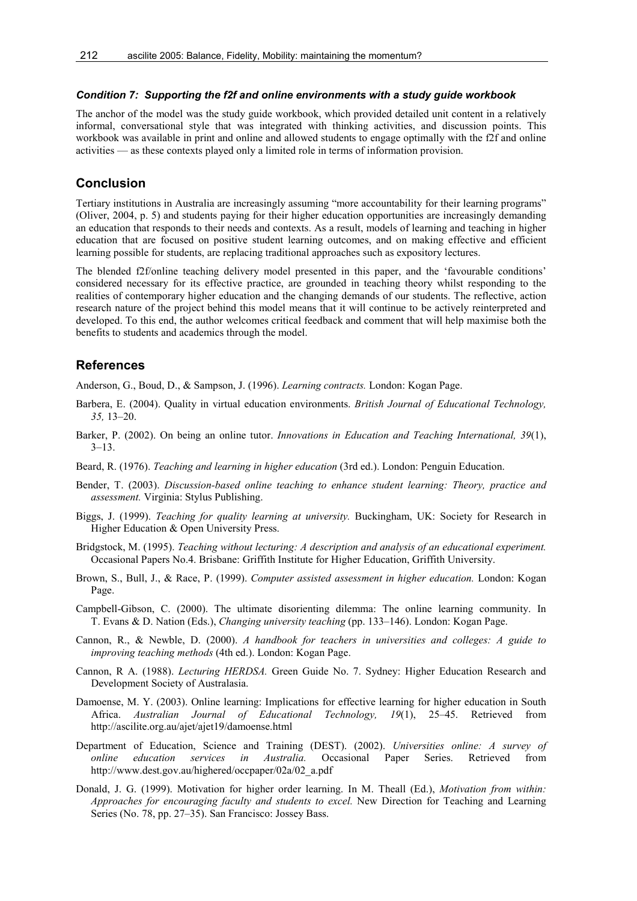#### *Condition 7: Supporting the f2f and online environments with a study guide workbook*

The anchor of the model was the study guide workbook, which provided detailed unit content in a relatively informal, conversational style that was integrated with thinking activities, and discussion points. This workbook was available in print and online and allowed students to engage optimally with the f2f and online activities — as these contexts played only a limited role in terms of information provision.

## Conclusion

Tertiary institutions in Australia are increasingly assuming "more accountability for their learning programs" (Oliver, 2004, p. 5) and students paying for their higher education opportunities are increasingly demanding an education that responds to their needs and contexts. As a result, models of learning and teaching in higher education that are focused on positive student learning outcomes, and on making effective and efficient learning possible for students, are replacing traditional approaches such as expository lectures.

The blended f2f/online teaching delivery model presented in this paper, and the 'favourable conditions' considered necessary for its effective practice, are grounded in teaching theory whilst responding to the realities of contemporary higher education and the changing demands of our students. The reflective, action research nature of the project behind this model means that it will continue to be actively reinterpreted and developed. To this end, the author welcomes critical feedback and comment that will help maximise both the benefits to students and academics through the model.

## References

Anderson, G., Boud, D., & Sampson, J. (1996). *Learning contracts.* London: Kogan Page.

Barbera, E. (2004). Quality in virtual education environments. *British Journal of Educational Technology, 35,* 13–20.

Barker, P. (2002). On being an online tutor. *Innovations in Education and Teaching International, 39*(1), 3–13.

Beard, R. (1976). *Teaching and learning in higher education* (3rd ed.). London: Penguin Education.

Bender, T. (2003). *Discussion-based online teaching to enhance student learning: Theory, practice and assessment.* Virginia: Stylus Publishing.

Biggs, J. (1999). *Teaching for quality learning at university.* Buckingham, UK: Society for Research in Higher Education & Open University Press.

Bridgstock, M. (1995). *Teaching without lecturing: A description and analysis of an educational experiment.* Occasional Papers No.4. Brisbane: Griffith Institute for Higher Education, Griffith University.

Brown, S., Bull, J., & Race, P. (1999). *Computer assisted assessment in higher education.* London: Kogan Page.

Campbell-Gibson, C. (2000). The ultimate disorienting dilemma: The online learning community. In T. Evans & D. Nation (Eds.), *Changing university teaching* (pp. 133–146). London: Kogan Page.

Cannon, R., & Newble, D. (2000). *A handbook for teachers in universities and colleges: A guide to improving teaching methods* (4th ed.). London: Kogan Page.

Cannon, R A. (1988). *Lecturing HERDSA.* Green Guide No. 7. Sydney: Higher Education Research and Development Society of Australasia.

Damoense, M. Y. (2003). Online learning: Implications for effective learning for higher education in South Africa. *Australian Journal of Educational Technology, 19*(1), 25–45. Retrieved from http://ascilite.org.au/ajet/ajet19/damoense.html

Department of Education, Science and Training (DEST). (2002). *Universities online: A survey of online education services in Australia.* Occasional Paper Series. Retrieved from http://www.dest.gov.au/highered/occpaper/02a/02_a.pdf

Donald, J. G. (1999). Motivation for higher order learning. In M. Theall (Ed.), *Motivation from within: Approaches for encouraging faculty and students to excel.* New Direction for Teaching and Learning Series (No. 78, pp. 27–35). San Francisco: Jossey Bass.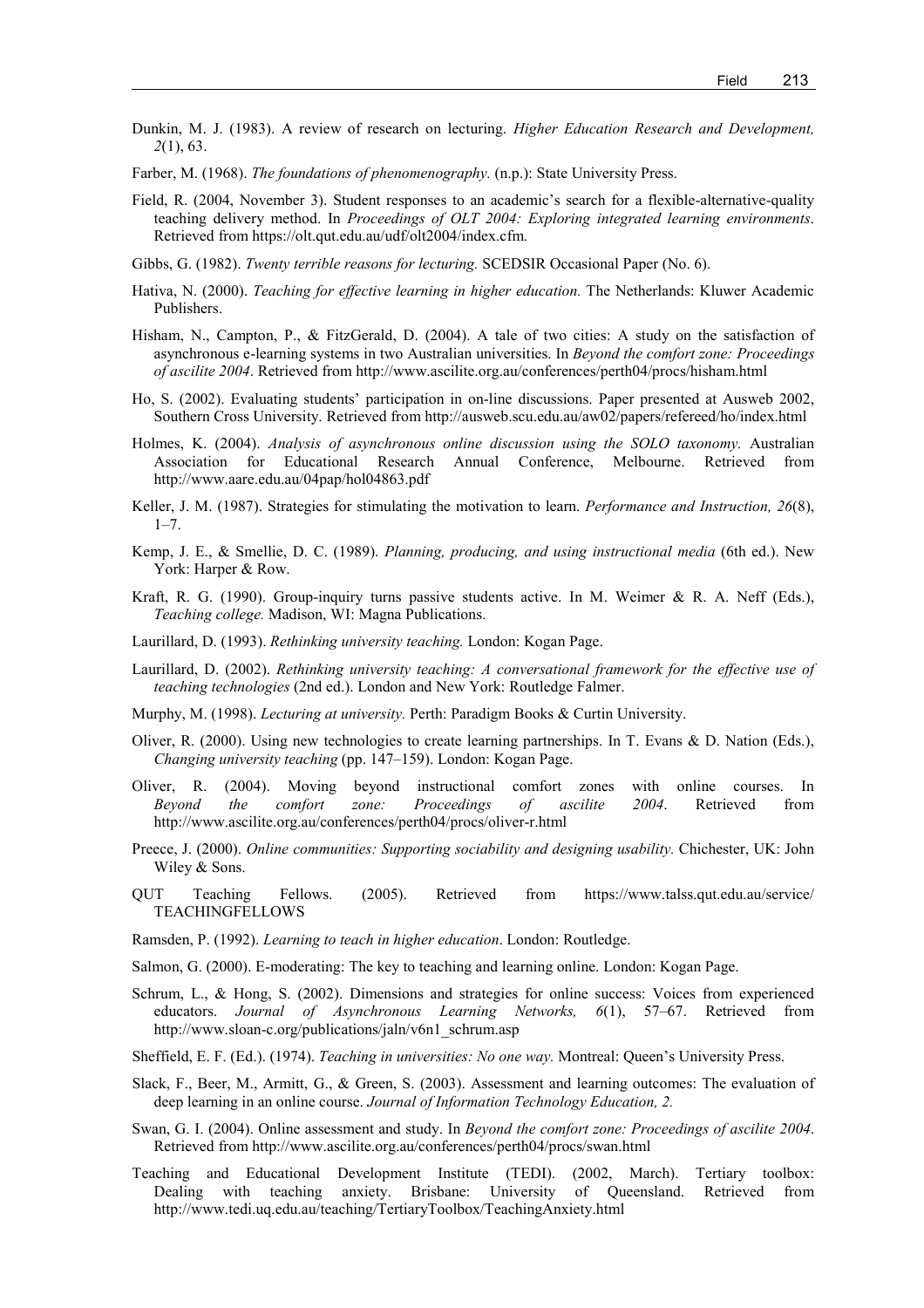Dunkin, M. J. (1983). A review of research on lecturing. *Higher Education Research and Development, 2*(1), 63.

Farber, M. (1968). *The foundations of phenomenography.* (n.p.): State University Press.

Field, R. (2004, November 3). Student responses to an academic's search for a flexible-alternative-quality teaching delivery method. In *Proceedings of OLT 2004: Exploring integrated learning environments*. Retrieved from https://olt.qut.edu.au/udf/olt2004/index.cfm.

Gibbs, G. (1982). *Twenty terrible reasons for lecturing.* SCEDSIR Occasional Paper (No. 6).

Hativa, N. (2000). *Teaching for effective learning in higher education.* The Netherlands: Kluwer Academic Publishers.

Hisham, N., Campton, P., & FitzGerald, D. (2004). A tale of two cities: A study on the satisfaction of asynchronous e-learning systems in two Australian universities. In *Beyond the comfort zone: Proceedings of ascilite 2004*. Retrieved from http://www.ascilite.org.au/conferences/perth04/procs/hisham.html

Ho, S. (2002). Evaluating students' participation in on-line discussions. Paper presented at Ausweb 2002, Southern Cross University. Retrieved from http://ausweb.scu.edu.au/aw02/papers/refereed/ho/index.html

Holmes, K. (2004). *Analysis of asynchronous online discussion using the SOLO taxonomy.* Australian Association for Educational Research Annual Conference, Melbourne. Retrieved from http://www.aare.edu.au/04pap/hol04863.pdf

Keller, J. M. (1987). Strategies for stimulating the motivation to learn. *Performance and Instruction, 26*(8), 1–7.

Kemp, J. E., & Smellie, D. C. (1989). *Planning, producing, and using instructional media* (6th ed.). New York: Harper & Row.

Kraft, R. G. (1990). Group-inquiry turns passive students active. In M. Weimer & R. A. Neff (Eds.), *Teaching college.* Madison, WI: Magna Publications.

Laurillard, D. (1993). *Rethinking university teaching.* London: Kogan Page.

Laurillard, D. (2002). *Rethinking university teaching: A conversational framework for the effective use of teaching technologies* (2nd ed.). London and New York: Routledge Falmer.

Murphy, M. (1998). *Lecturing at university.* Perth: Paradigm Books & Curtin University.

Oliver, R. (2000). Using new technologies to create learning partnerships. In T. Evans & D. Nation (Eds.), *Changing university teaching* (pp. 147–159). London: Kogan Page.

Oliver, R. (2004). Moving beyond instructional comfort zones with online courses. In *Beyond the comfort zone: Proceedings of ascilite 2004*. Retrieved from http://www.ascilite.org.au/conferences/perth04/procs/oliver-r.html

Preece, J. (2000). *Online communities: Supporting sociability and designing usability.* Chichester, UK: John Wiley & Sons.

QUT Teaching Fellows. (2005). Retrieved from https://www.talss.qut.edu.au/service/TEACHINGFELLOWS

Ramsden, P. (1992). *Learning to teach in higher education*. London: Routledge.

Salmon, G. (2000). E-moderating: The key to teaching and learning online. London: Kogan Page.

Schrum, L., & Hong, S. (2002). Dimensions and strategies for online success: Voices from experienced educators. *Journal of Asynchronous Learning Networks, 6*(1), 57–67. Retrieved from http://www.sloan-c.org/publications/jaln/v6n1_schrum.asp

Sheffield, E. F. (Ed.). (1974). *Teaching in universities: No one way.* Montreal: Queen's University Press.

Slack, F., Beer, M., Armitt, G., & Green, S. (2003). Assessment and learning outcomes: The evaluation of deep learning in an online course. *Journal of Information Technology Education, 2.*

Swan, G. I. (2004). Online assessment and study. In *Beyond the comfort zone: Proceedings of ascilite 2004*. Retrieved from http://www.ascilite.org.au/conferences/perth04/procs/swan.html

Teaching and Educational Development Institute (TEDI). (2002, March). Tertiary toolbox: Dealing with teaching anxiety. Brisbane: University of Queensland. Retrieved from http://www.tedi.uq.edu.au/teaching/TertiaryToolbox/TeachingAnxiety.html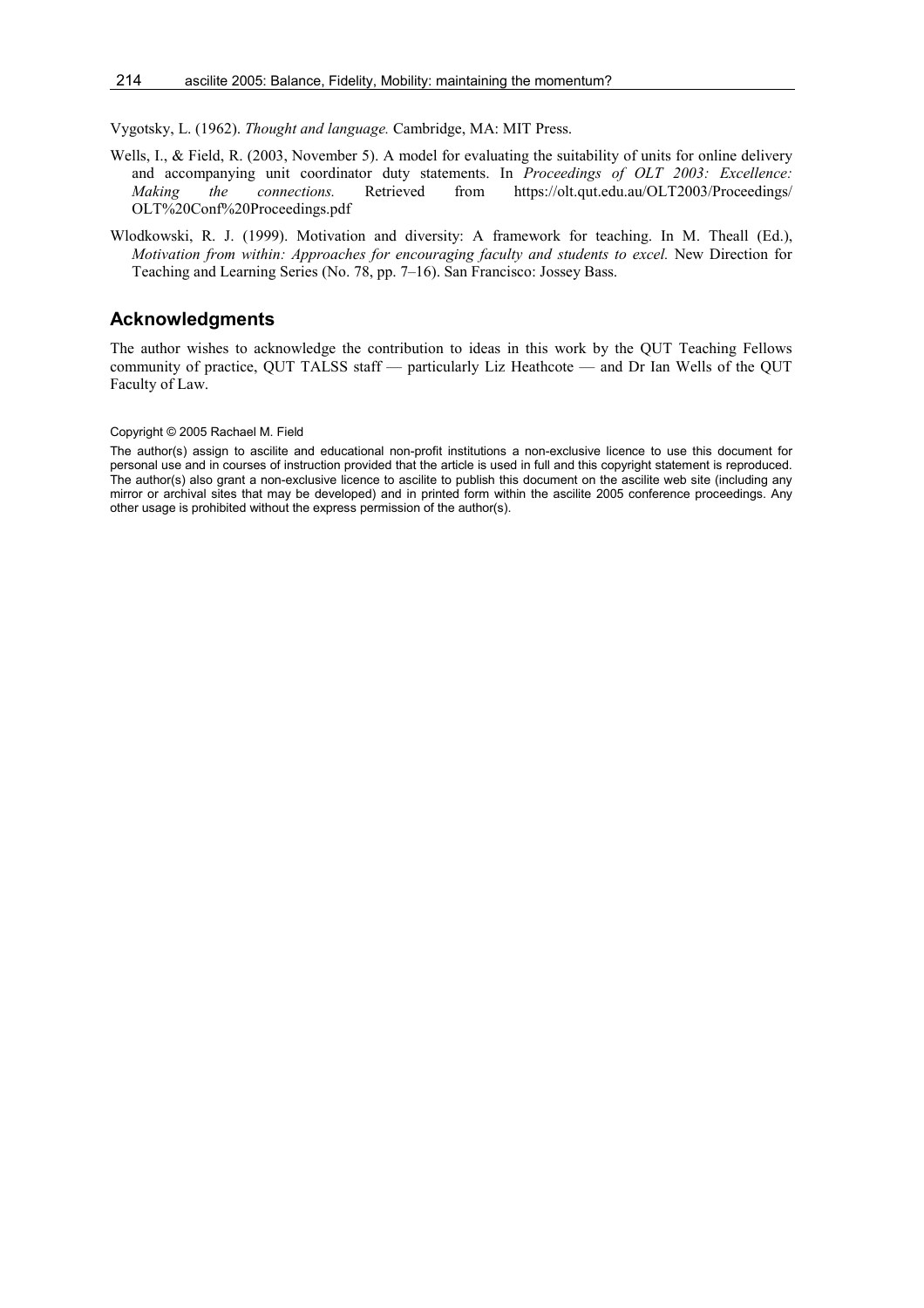Vygotsky, L. (1962). *Thought and language.* Cambridge, MA: MIT Press.

Wells, I., & Field, R. (2003, November 5). A model for evaluating the suitability of units for online delivery and accompanying unit coordinator duty statements. In *Proceedings of OLT 2003: Excellence: Making the connections.* Retrieved from https://olt.qut.edu.au/OLT2003/Proceedings/OLT%20Conf%20Proceedings.pdf

Wlodkowski, R. J. (1999). Motivation and diversity: A framework for teaching. In M. Theall (Ed.), *Motivation from within: Approaches for encouraging faculty and students to excel.* New Direction for Teaching and Learning Series (No. 78, pp. 7–16). San Francisco: Jossey Bass.

## Acknowledgments

The author wishes to acknowledge the contribution to ideas in this work by the QUT Teaching Fellows community of practice, QUT TALSS staff — particularly Liz Heathcote — and Dr Ian Wells of the QUT Faculty of Law.

Copyright © 2005 Rachael M. Field

The author(s) assign to ascilite and educational non-profit institutions a non-exclusive licence to use this document for personal use and in courses of instruction provided that the article is used in full and this copyright statement is reproduced. The author(s) also grant a non-exclusive licence to ascilite to publish this document on the ascilite web site (including any mirror or archival sites that may be developed) and in printed form within the ascilite 2005 conference proceedings. Any other usage is prohibited without the express permission of the author(s).